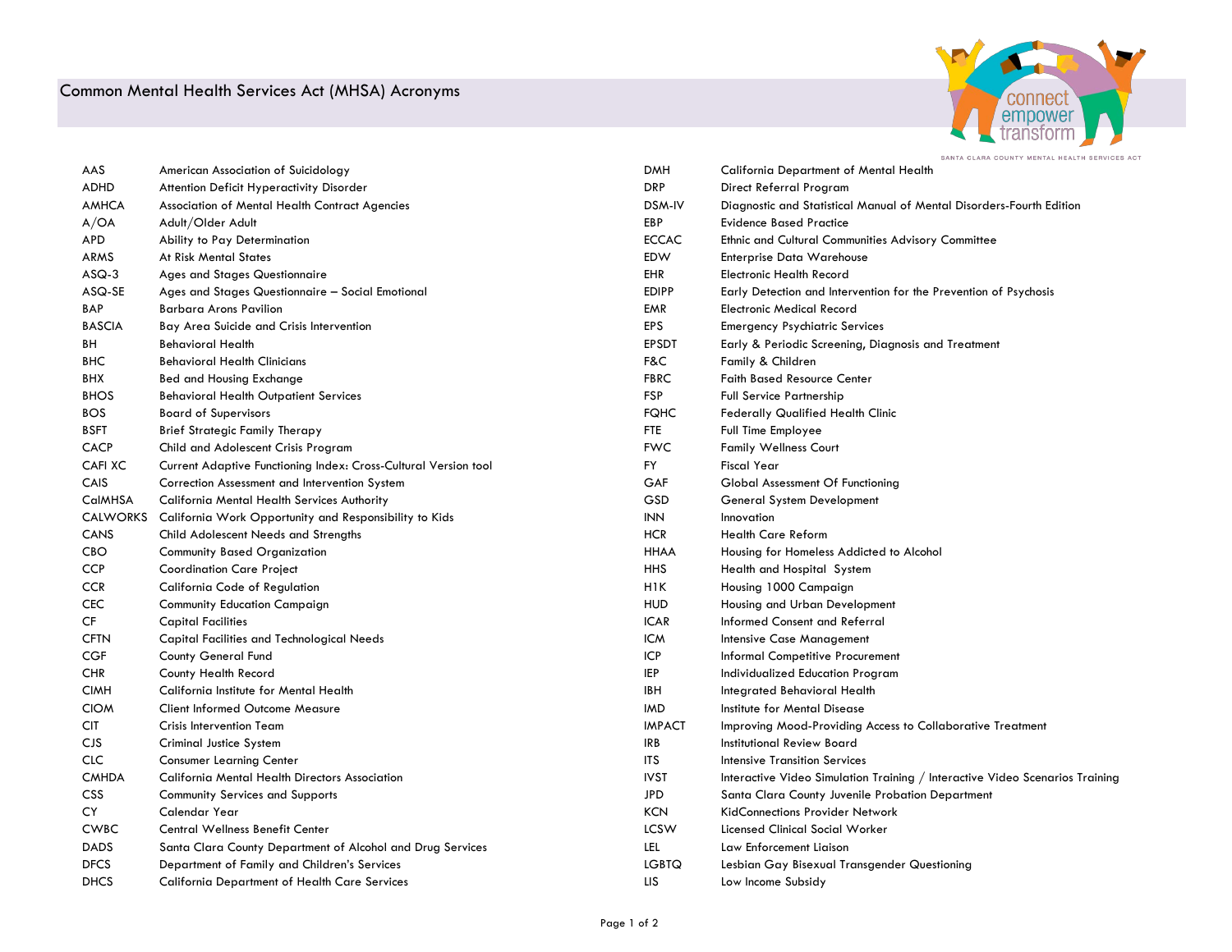# Common Mental Health Services Act (MHSA) Acronyms

connect empower transform

SANTA CLARA COUNTY MENTAL HEALTH SERVICES ACT

| Acronym | Meaning |
|---|---|
| AAS | American Association of Suicidology |
| ADHD | Attention Deficit Hyperactivity Disorder |
| AMHCA | Association of Mental Health Contract Agencies |
| A/OA | Adult/Older Adult |
| APD | Ability to Pay Determination |
| ARMS | At Risk Mental States |
| ASQ-3 | Ages and Stages Questionnaire |
| ASQ-SE | Ages and Stages Questionnaire – Social Emotional |
| BAP | Barbara Arons Pavilion |
| BASCIA | Bay Area Suicide and Crisis Intervention |
| BH | Behavioral Health |
| BHC | Behavioral Health Clinicians |
| BHX | Bed and Housing Exchange |
| BHOS | Behavioral Health Outpatient Services |
| BOS | Board of Supervisors |
| BSFT | Brief Strategic Family Therapy |
| CACP | Child and Adolescent Crisis Program |
| CAFI XC | Current Adaptive Functioning Index: Cross-Cultural Version tool |
| CAIS | Correction Assessment and Intervention System |
| CalMHSA | California Mental Health Services Authority |
| CALWORKS | California Work Opportunity and Responsibility to Kids |
| CANS | Child Adolescent Needs and Strengths |
| CBO | Community Based Organization |
| CCP | Coordination Care Project |
| CCR | California Code of Regulation |
| CEC | Community Education Campaign |
| CF | Capital Facilities |
| CFTN | Capital Facilities and Technological Needs |
| CGF | County General Fund |
| CHR | County Health Record |
| CIMH | California Institute for Mental Health |
| CIOM | Client Informed Outcome Measure |
| CIT | Crisis Intervention Team |
| CJS | Criminal Justice System |
| CLC | Consumer Learning Center |
| CMHDA | California Mental Health Directors Association |
| CSS | Community Services and Supports |
| CY | Calendar Year |
| CWBC | Central Wellness Benefit Center |
| DADS | Santa Clara County Department of Alcohol and Drug Services |
| DFCS | Department of Family and Children's Services |
| DHCS | California Department of Health Care Services |
| DMH | California Department of Mental Health |
| DRP | Direct Referral Program |
| DSM-IV | Diagnostic and Statistical Manual of Mental Disorders-Fourth Edition |
| EBP | Evidence Based Practice |
| ECCAC | Ethnic and Cultural Communities Advisory Committee |
| EDW | Enterprise Data Warehouse |
| EHR | Electronic Health Record |
| EDIPP | Early Detection and Intervention for the Prevention of Psychosis |
| EMR | Electronic Medical Record |
| EPS | Emergency Psychiatric Services |
| EPSDT | Early & Periodic Screening, Diagnosis and Treatment |
| F&C | Family & Children |
| FBRC | Faith Based Resource Center |
| FSP | Full Service Partnership |
| FQHC | Federally Qualified Health Clinic |
| FTE | Full Time Employee |
| FWC | Family Wellness Court |
| FY | Fiscal Year |
| GAF | Global Assessment Of Functioning |
| GSD | General System Development |
| INN | Innovation |
| HCR | Health Care Reform |
| HHAA | Housing for Homeless Addicted to Alcohol |
| HHS | Health and Hospital System |
| H1K | Housing 1000 Campaign |
| HUD | Housing and Urban Development |
| ICAR | Informed Consent and Referral |
| ICM | Intensive Case Management |
| ICP | Informal Competitive Procurement |
| IEP | Individualized Education Program |
| IBH | Integrated Behavioral Health |
| IMD | Institute for Mental Disease |
| IMPACT | Improving Mood-Providing Access to Collaborative Treatment |
| IRB | Institutional Review Board |
| ITS | Intensive Transition Services |
| IVST | Interactive Video Simulation Training / Interactive Video Scenarios Training |
| JPD | Santa Clara County Juvenile Probation Department |
| KCN | KidConnections Provider Network |
| LCSW | Licensed Clinical Social Worker |
| LEL | Law Enforcement Liaison |
| LGBTQ | Lesbian Gay Bisexual Transgender Questioning |
| LIS | Low Income Subsidy |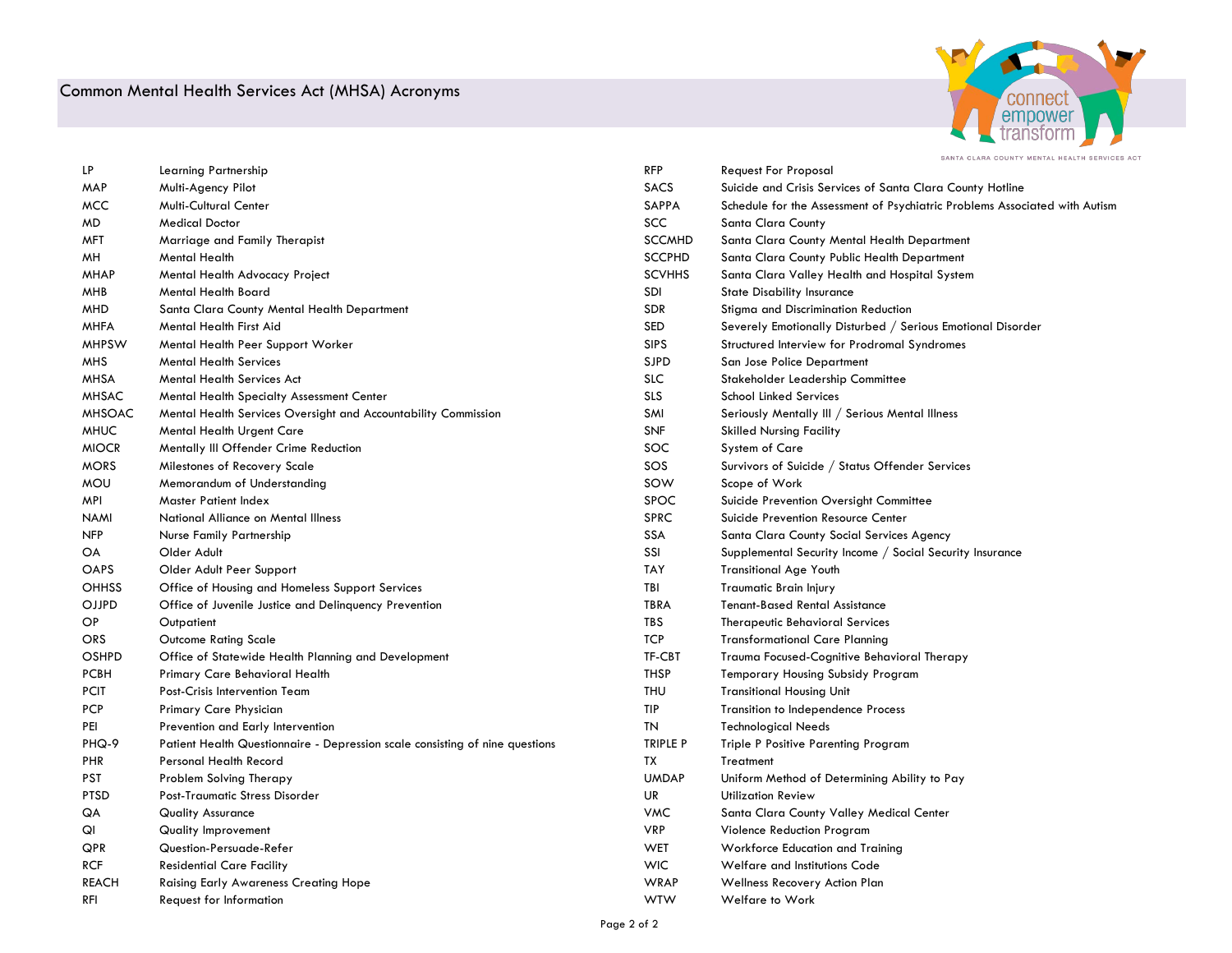# Common Mental Health Services Act (MHSA) Acronyms

| | |
|---|---|
| LP | Learning Partnership |
| MAP | Multi-Agency Pilot |
| MCC | Multi-Cultural Center |
| MD | Medical Doctor |
| MFT | Marriage and Family Therapist |
| MH | Mental Health |
| MHAP | Mental Health Advocacy Project |
| MHB | Mental Health Board |
| MHD | Santa Clara County Mental Health Department |
| MHFA | Mental Health First Aid |
| MHPSW | Mental Health Peer Support Worker |
| MHS | Mental Health Services |
| MHSA | Mental Health Services Act |
| MHSAC | Mental Health Specialty Assessment Center |
| MHSOAC | Mental Health Services Oversight and Accountability Commission |
| MHUC | Mental Health Urgent Care |
| MIOCR | Mentally Ill Offender Crime Reduction |
| MORS | Milestones of Recovery Scale |
| MOU | Memorandum of Understanding |
| MPI | Master Patient Index |
| NAMI | National Alliance on Mental Illness |
| NFP | Nurse Family Partnership |
| OA | Older Adult |
| OAPS | Older Adult Peer Support |
| OHHSS | Office of Housing and Homeless Support Services |
| OJJPD | Office of Juvenile Justice and Delinquency Prevention |
| OP | Outpatient |
| ORS | Outcome Rating Scale |
| OSHPD | Office of Statewide Health Planning and Development |
| PCBH | Primary Care Behavioral Health |
| PCIT | Post-Crisis Intervention Team |
| PCP | Primary Care Physician |
| PEI | Prevention and Early Intervention |
| PHQ-9 | Patient Health Questionnaire - Depression scale consisting of nine questions |
| PHR | Personal Health Record |
| PST | Problem Solving Therapy |
| PTSD | Post-Traumatic Stress Disorder |
| QA | Quality Assurance |
| QI | Quality Improvement |
| QPR | Question-Persuade-Refer |
| RCF | Residential Care Facility |
| REACH | Raising Early Awareness Creating Hope |
| RFI | Request for Information |
| RFP | Request For Proposal |
| SACS | Suicide and Crisis Services of Santa Clara County Hotline |
| SAPPA | Schedule for the Assessment of Psychiatric Problems Associated with Autism |
| SCC | Santa Clara County |
| SCCMHD | Santa Clara County Mental Health Department |
| SCCPHD | Santa Clara County Public Health Department |
| SCVHHS | Santa Clara Valley Health and Hospital System |
| SDI | State Disability Insurance |
| SDR | Stigma and Discrimination Reduction |
| SED | Severely Emotionally Disturbed / Serious Emotional Disorder |
| SIPS | Structured Interview for Prodromal Syndromes |
| SJPD | San Jose Police Department |
| SLC | Stakeholder Leadership Committee |
| SLS | School Linked Services |
| SMI | Seriously Mentally Ill / Serious Mental Illness |
| SNF | Skilled Nursing Facility |
| SOC | System of Care |
| SOS | Survivors of Suicide / Status Offender Services |
| SOW | Scope of Work |
| SPOC | Suicide Prevention Oversight Committee |
| SPRC | Suicide Prevention Resource Center |
| SSA | Santa Clara County Social Services Agency |
| SSI | Supplemental Security Income / Social Security Insurance |
| TAY | Transitional Age Youth |
| TBI | Traumatic Brain Injury |
| TBRA | Tenant-Based Rental Assistance |
| TBS | Therapeutic Behavioral Services |
| TCP | Transformational Care Planning |
| TF-CBT | Trauma Focused-Cognitive Behavioral Therapy |
| THSP | Temporary Housing Subsidy Program |
| THU | Transitional Housing Unit |
| TIP | Transition to Independence Process |
| TN | Technological Needs |
| TRIPLE P | Triple P Positive Parenting Program |
| TX | Treatment |
| UMDAP | Uniform Method of Determining Ability to Pay |
| UR | Utilization Review |
| VMC | Santa Clara County Valley Medical Center |
| VRP | Violence Reduction Program |
| WET | Workforce Education and Training |
| WIC | Welfare and Institutions Code |
| WRAP | Wellness Recovery Action Plan |
| WTW | Welfare to Work |